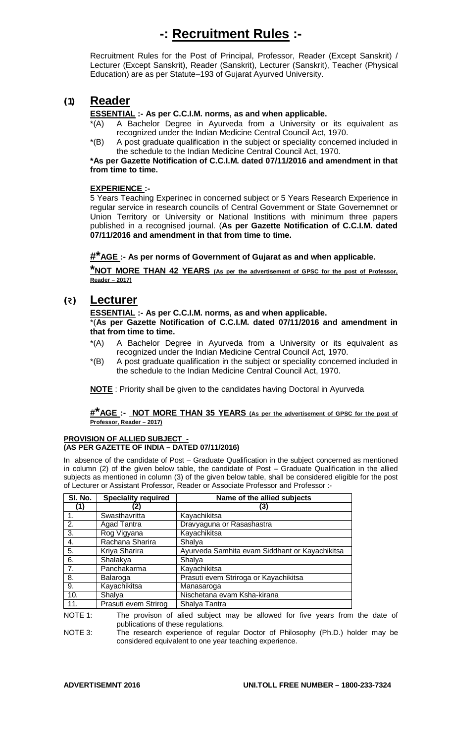# -: Recruitment Rules :-

Recruitment Rules for the Post of Principal, Professor, Reader (Except Sanskrit) / Lecturer (Except Sanskrit), Reader (Sanskrit), Lecturer (Sanskrit), Teacher (Physical Education) are as per Statute–193 of Gujarat Ayurved University.

## (1) Reader

**ESSENTIAL :- As per C.C.I.M. norms, as and when applicable.**

*(A) A Bachelor Degree in Ayurveda from a University or its equivalent as recognized under the Indian Medicine Central Council Act, 1970.

*(B) A post graduate qualification in the subject or speciality concerned included in the schedule to the Indian Medicine Central Council Act, 1970.

**\*As per Gazette Notification of C.C.I.M. dated 07/11/2016 and amendment in that from time to time.**

**EXPERIENCE :-**

5 Years Teaching Experinec in concerned subject or 5 Years Research Experience in regular service in research councils of Central Government or State Governemnet or Union Territory or University or National Institions with minimum three papers published in a recognised journal. (**As per Gazette Notification of C.C.I.M. dated 07/11/2016 and amendment in that from time to time.**

**#*AGE :- As per norms of Government of Gujarat as and when applicable.**

**\*NOT MORE THAN 42 YEARS (As per the advertisement of GPSC for the post of Professor, Reader – 2017)**

## (२) Lecturer

**ESSENTIAL :- As per C.C.I.M. norms, as and when applicable.**

*(**As per Gazette Notification of C.C.I.M. dated 07/11/2016 and amendment in that from time to time.**

*(A) A Bachelor Degree in Ayurveda from a University or its equivalent as recognized under the Indian Medicine Central Council Act, 1970.

*(B) A post graduate qualification in the subject or speciality concerned included in the schedule to the Indian Medicine Central Council Act, 1970.

**NOTE** : Priority shall be given to the candidates having Doctoral in Ayurveda

**#*AGE :- NOT MORE THAN 35 YEARS (As per the advertisement of GPSC for the post of Professor, Reader – 2017)**

**PROVISION OF ALLIED SUBJECT -**
**(AS PER GAZETTE OF INDIA – DATED 07/11/2016)**

In absence of the candidate of Post – Graduate Qualification in the subject concerned as mentioned in column (2) of the given below table, the candidate of Post – Graduate Qualification in the allied subjects as mentioned in column (3) of the given below table, shall be considered eligible for the post of Lecturer or Assistant Professor, Reader or Associate Professor and Professor :-

| Sl. No. | Speciality required | Name of the allied subjects |
|---|---|---|
| (1) | (2) | (3) |
| 1. | Swasthavritta | Kayachikitsa |
| 2. | Agad Tantra | Dravyaguna or Rasashastra |
| 3. | Rog Vigyana | Kayachikitsa |
| 4. | Rachana Sharira | Shalya |
| 5. | Kriya Sharira | Ayurveda Samhita evam Siddhant or Kayachikitsa |
| 6. | Shalakya | Shalya |
| 7. | Panchakarma | Kayachikitsa |
| 8. | Balaroga | Prasuti evem Striroga or Kayachikitsa |
| 9. | Kayachikitsa | Manasaroga |
| 10. | Shalya | Nischetana evam Ksha-kirana |
| 11. | Prasuti evem Strirog | Shalya Tantra |

NOTE 1: The provison of alied subject may be allowed for five years from the date of publications of these regulations.

NOTE 3: The research experience of regular Doctor of Philosophy (Ph.D.) holder may be considered equivalent to one year teaching experience.

**ADVERTISEMNT 2016** **UNI.TOLL FREE NUMBER – 1800-233-7324**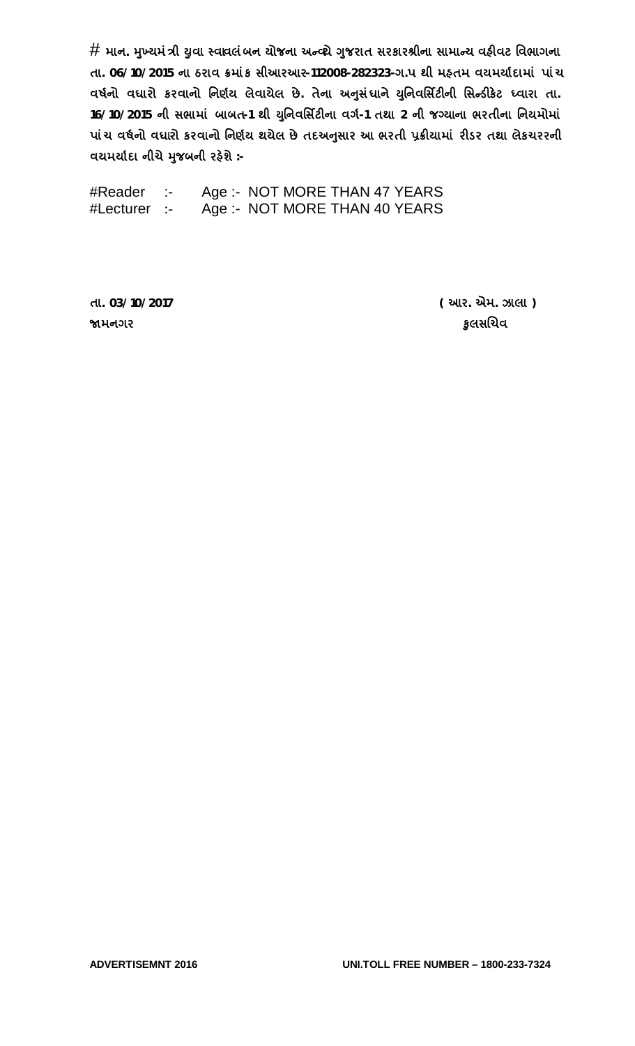# માન. મુખ્યમંત્રી યુવા સ્વાવલંબન યોજના અન્વયે ગુજરાત સરકારશ્રીના સામાન્ય વહીવટ વિભાગના તા. 06/10/2015 ના ઠરાવ ક્રમાંક સીઆરઆર-112008-282323-ગ.પ થી મહતમ વયમર્યાદામાં પાંચ વર્ષનો વધારો કરવાનો નિર્ણય લેવાયેલ છે. તેના અનુસંધાને યુનિવર્સિટીની સિન્ડીકેટ ધ્વારા તા. 16/10/2015 ની સભામાં બાબત-1 થી યુનિવર્સિટીના વર્ગ-1 તથા 2 ની જગ્યાના ભરતીના નિયમોમાં પાંચ વર્ષનો વધારો કરવાનો નિર્ણય થયેલ છે તદઅનુસાર આ ભરતી પ્રક્રીયામાં રીડર તથા લેકચરરની વયમર્યાદા નીચે મુજબની રહેશે :-

#Reader :- Age :- NOT MORE THAN 47 YEARS
#Lecturer :- Age :- NOT MORE THAN 40 YEARS

તા. 03/10/2017
જામનગર

( આર. એમ. ઝાલા )
કુલસચિવ

ADVERTISEMNT 2016

UNI.TOLL FREE NUMBER – 1800-233-7324